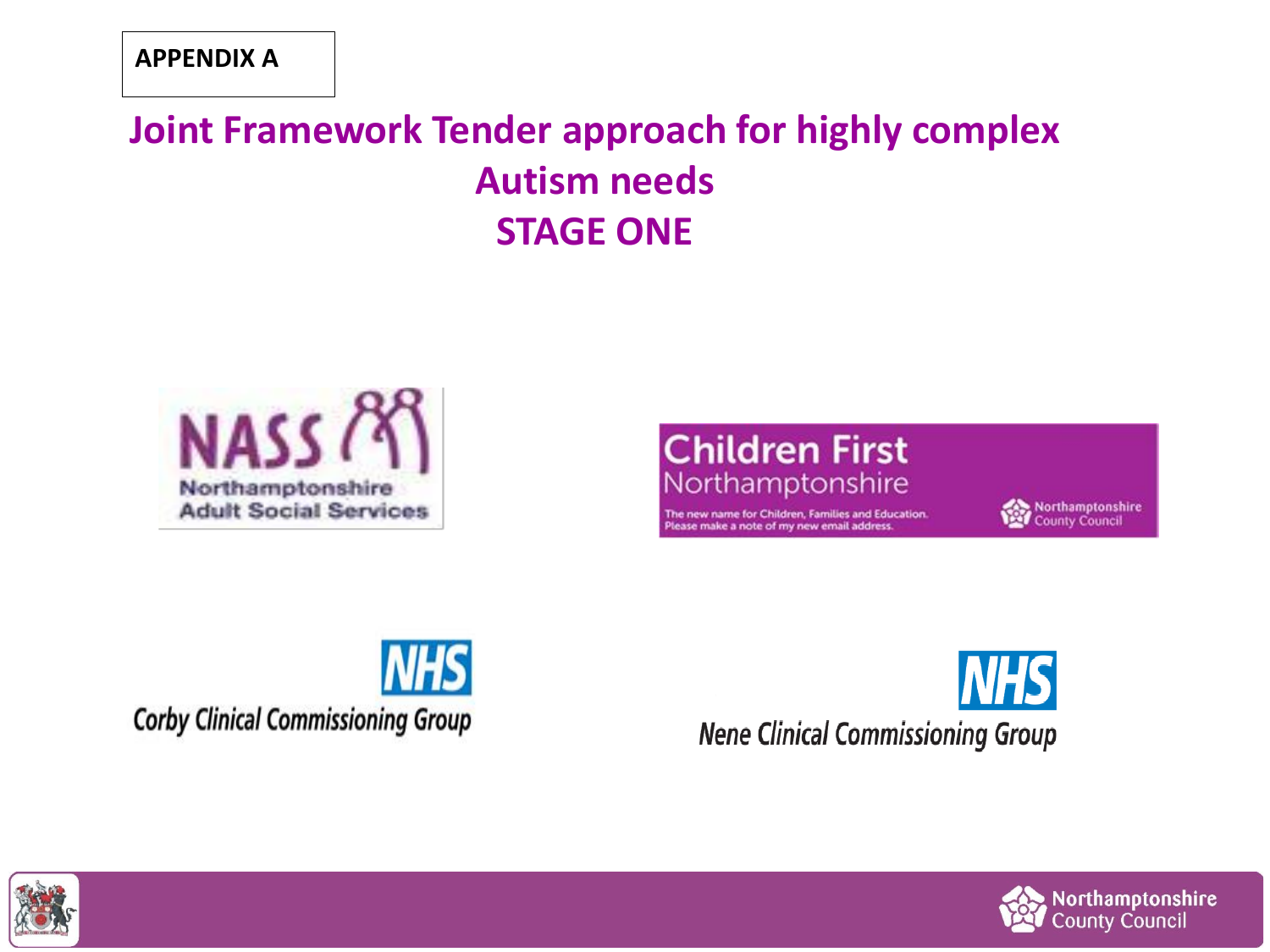APPENDIX A

# Joint Framework Tender approach for highly complex Autism needs STAGE ONE

NASS Northamptonshire Adult Social Services

Children First Northamptonshire

The new name for Children, Families and Education. Please make a note of my new email address.

Northamptonshire County Council

NHS Corby Clinical Commissioning Group

NHS Nene Clinical Commissioning Group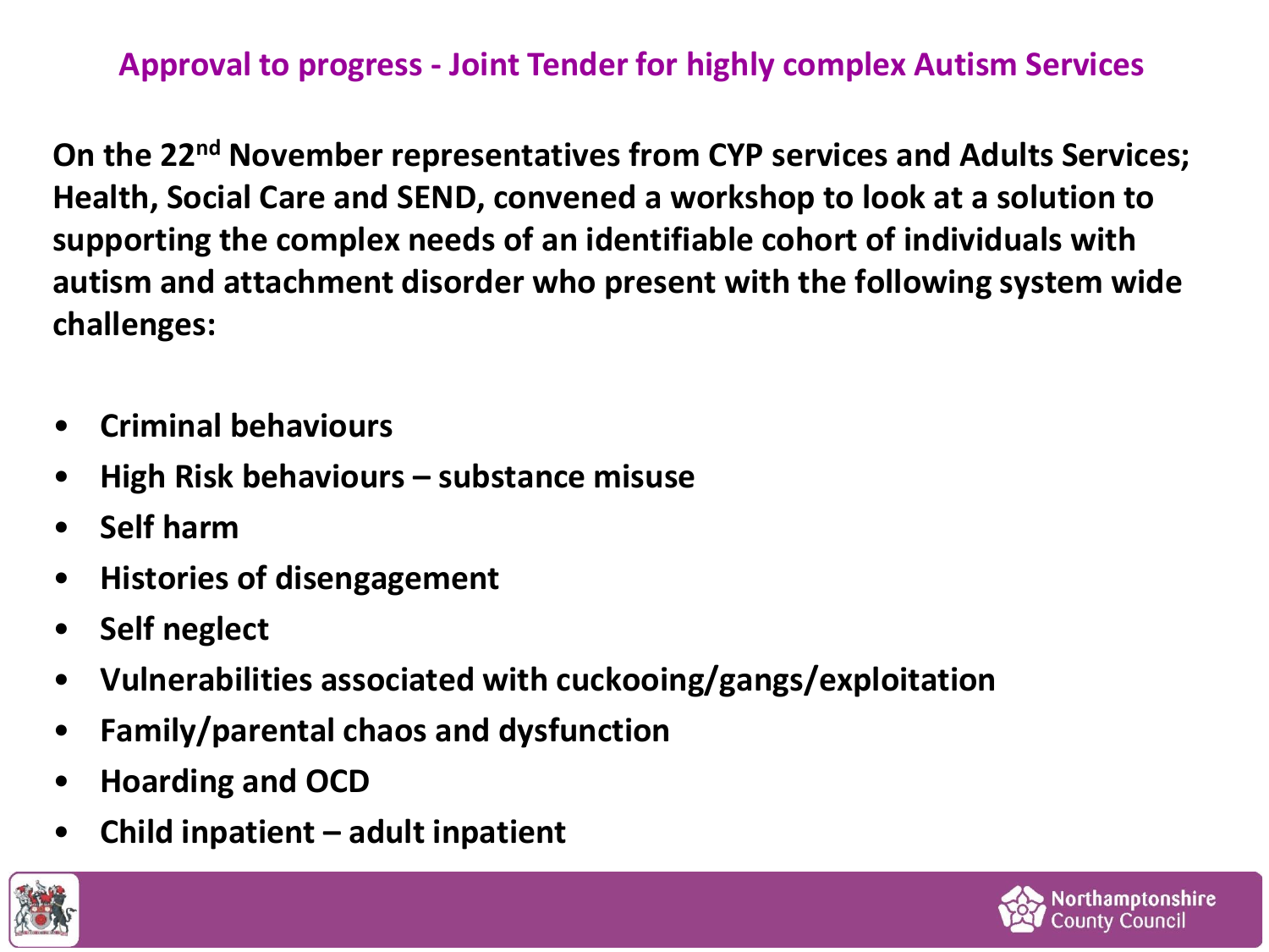## Approval to progress - Joint Tender for highly complex Autism Services

**On the 22nd November representatives from CYP services and Adults Services; Health, Social Care and SEND, convened a workshop to look at a solution to supporting the complex needs of an identifiable cohort of individuals with autism and attachment disorder who present with the following system wide challenges:**

- **Criminal behaviours**
- **High Risk behaviours – substance misuse**
- **Self harm**
- **Histories of disengagement**
- **Self neglect**
- **Vulnerabilities associated with cuckooing/gangs/exploitation**
- **Family/parental chaos and dysfunction**
- **Hoarding and OCD**
- **Child inpatient – adult inpatient**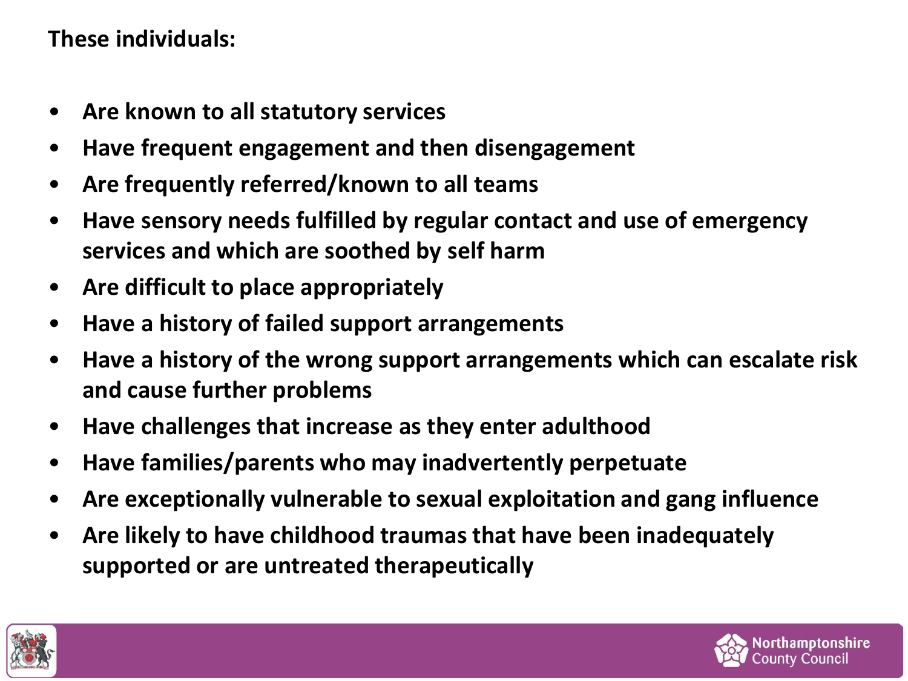**These individuals:**

- **Are known to all statutory services**
- **Have frequent engagement and then disengagement**
- **Are frequently referred/known to all teams**
- **Have sensory needs fulfilled by regular contact and use of emergency services and which are soothed by self harm**
- **Are difficult to place appropriately**
- **Have a history of failed support arrangements**
- **Have a history of the wrong support arrangements which can escalate risk and cause further problems**
- **Have challenges that increase as they enter adulthood**
- **Have families/parents who may inadvertently perpetuate**
- **Are exceptionally vulnerable to sexual exploitation and gang influence**
- **Are likely to have childhood traumas that have been inadequately supported or are untreated therapeutically**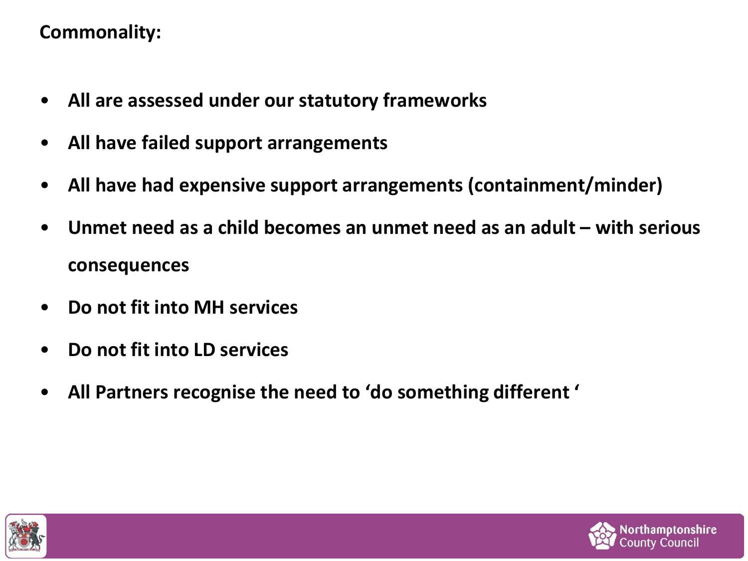**Commonality:**

- **All are assessed under our statutory frameworks**
- **All have failed support arrangements**
- **All have had expensive support arrangements (containment/minder)**
- **Unmet need as a child becomes an unmet need as an adult – with serious consequences**
- **Do not fit into MH services**
- **Do not fit into LD services**
- **All Partners recognise the need to 'do something different '**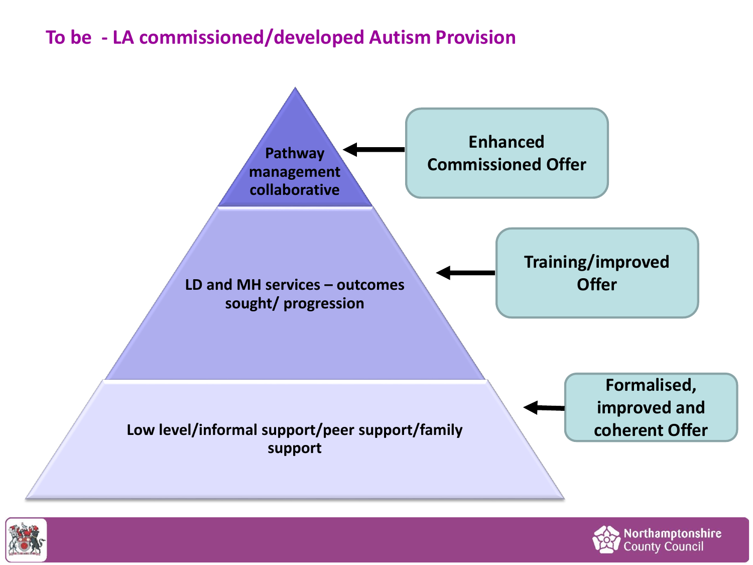# To be - LA commissioned/developed Autism Provision

**Pathway management collaborative** ← **Enhanced Commissioned Offer**

**LD and MH services – outcomes sought/ progression** ← **Training/improved Offer**

**Low level/informal support/peer support/family support** ← **Formalised, improved and coherent Offer**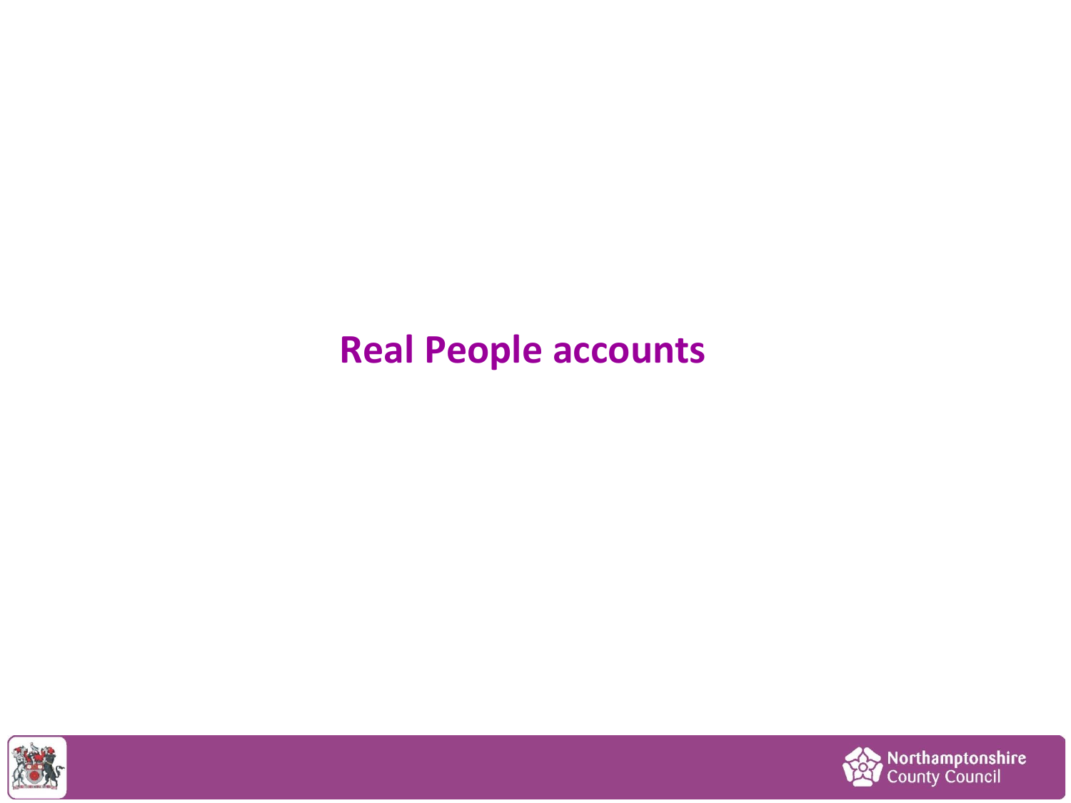# Real People accounts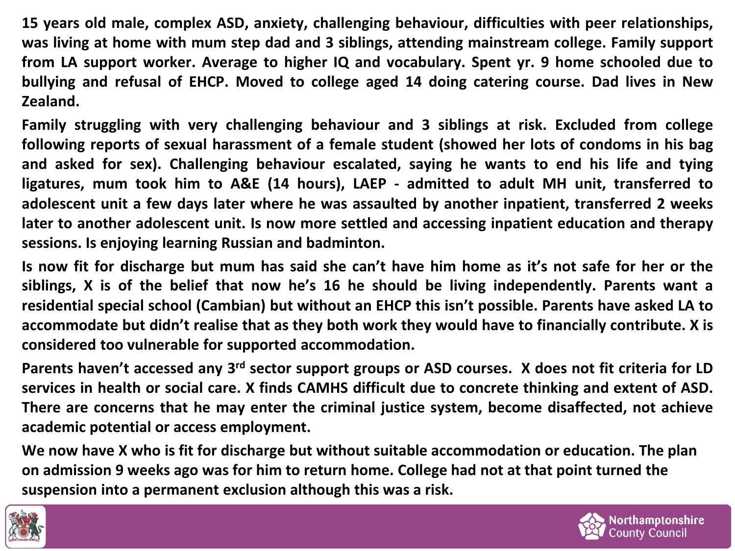**15 years old male, complex ASD, anxiety, challenging behaviour, difficulties with peer relationships, was living at home with mum step dad and 3 siblings, attending mainstream college. Family support from LA support worker. Average to higher IQ and vocabulary. Spent yr. 9 home schooled due to bullying and refusal of EHCP. Moved to college aged 14 doing catering course. Dad lives in New Zealand.**

**Family struggling with very challenging behaviour and 3 siblings at risk. Excluded from college following reports of sexual harassment of a female student (showed her lots of condoms in his bag and asked for sex). Challenging behaviour escalated, saying he wants to end his life and tying ligatures, mum took him to A&E (14 hours), LAEP - admitted to adult MH unit, transferred to adolescent unit a few days later where he was assaulted by another inpatient, transferred 2 weeks later to another adolescent unit. Is now more settled and accessing inpatient education and therapy sessions. Is enjoying learning Russian and badminton.**

**Is now fit for discharge but mum has said she can't have him home as it's not safe for her or the siblings, X is of the belief that now he's 16 he should be living independently. Parents want a residential special school (Cambian) but without an EHCP this isn't possible. Parents have asked LA to accommodate but didn't realise that as they both work they would have to financially contribute. X is considered too vulnerable for supported accommodation.**

**Parents haven't accessed any 3rd sector support groups or ASD courses. X does not fit criteria for LD services in health or social care. X finds CAMHS difficult due to concrete thinking and extent of ASD. There are concerns that he may enter the criminal justice system, become disaffected, not achieve academic potential or access employment.**

**We now have X who is fit for discharge but without suitable accommodation or education. The plan on admission 9 weeks ago was for him to return home. College had not at that point turned the suspension into a permanent exclusion although this was a risk.**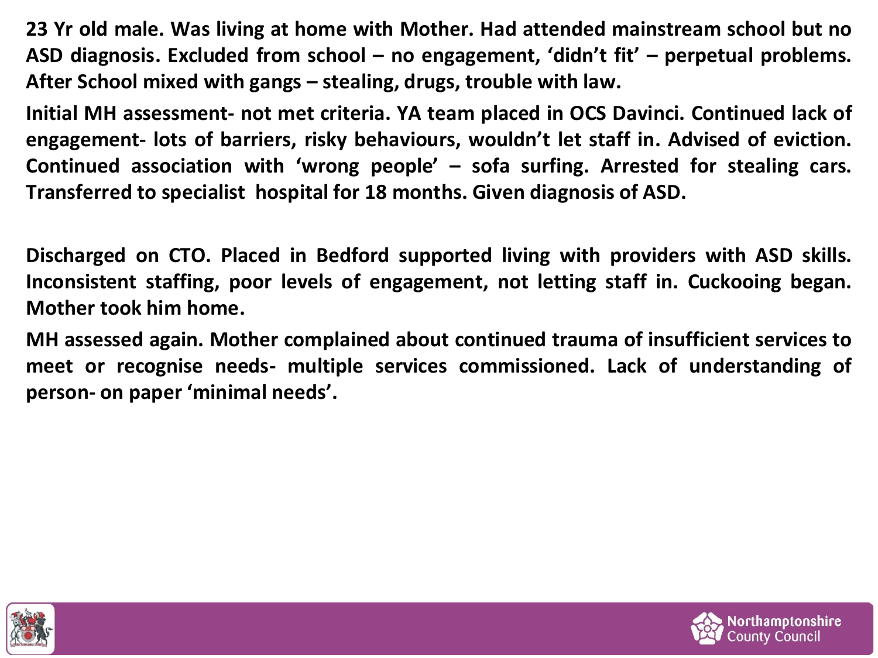**23 Yr old male. Was living at home with Mother. Had attended mainstream school but no ASD diagnosis. Excluded from school – no engagement, 'didn't fit' – perpetual problems. After School mixed with gangs – stealing, drugs, trouble with law.**

**Initial MH assessment- not met criteria. YA team placed in OCS Davinci. Continued lack of engagement- lots of barriers, risky behaviours, wouldn't let staff in. Advised of eviction. Continued association with 'wrong people' – sofa surfing. Arrested for stealing cars. Transferred to specialist hospital for 18 months. Given diagnosis of ASD.**

**Discharged on CTO. Placed in Bedford supported living with providers with ASD skills. Inconsistent staffing, poor levels of engagement, not letting staff in. Cuckooing began. Mother took him home.**

**MH assessed again. Mother complained about continued trauma of insufficient services to meet or recognise needs- multiple services commissioned. Lack of understanding of person- on paper 'minimal needs'.**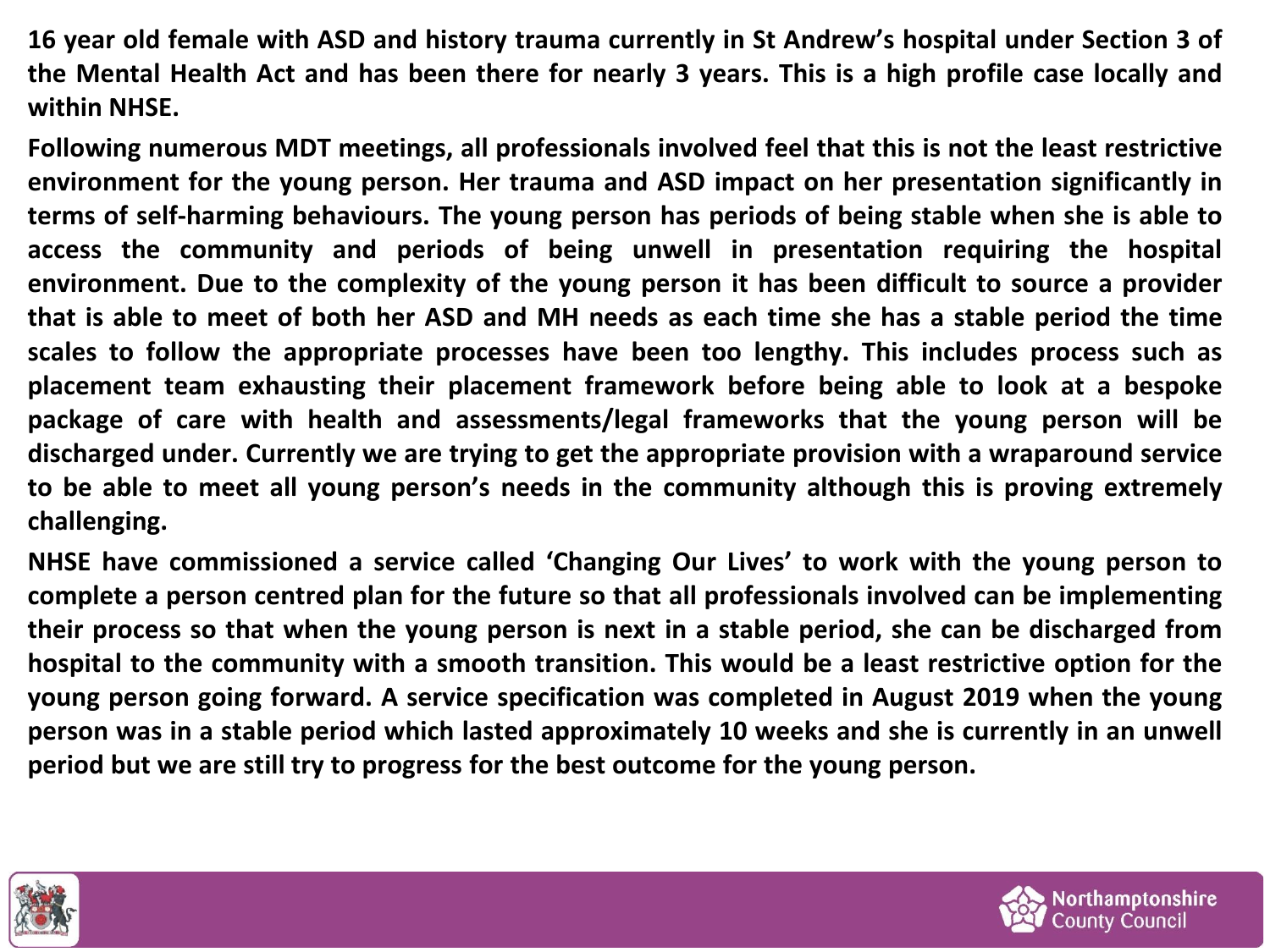**16 year old female with ASD and history trauma currently in St Andrew's hospital under Section 3 of the Mental Health Act and has been there for nearly 3 years. This is a high profile case locally and within NHSE.**

**Following numerous MDT meetings, all professionals involved feel that this is not the least restrictive environment for the young person. Her trauma and ASD impact on her presentation significantly in terms of self-harming behaviours. The young person has periods of being stable when she is able to access the community and periods of being unwell in presentation requiring the hospital environment. Due to the complexity of the young person it has been difficult to source a provider that is able to meet of both her ASD and MH needs as each time she has a stable period the time scales to follow the appropriate processes have been too lengthy. This includes process such as placement team exhausting their placement framework before being able to look at a bespoke package of care with health and assessments/legal frameworks that the young person will be discharged under. Currently we are trying to get the appropriate provision with a wraparound service to be able to meet all young person's needs in the community although this is proving extremely challenging.**

**NHSE have commissioned a service called 'Changing Our Lives' to work with the young person to complete a person centred plan for the future so that all professionals involved can be implementing their process so that when the young person is next in a stable period, she can be discharged from hospital to the community with a smooth transition. This would be a least restrictive option for the young person going forward. A service specification was completed in August 2019 when the young person was in a stable period which lasted approximately 10 weeks and she is currently in an unwell period but we are still try to progress for the best outcome for the young person.**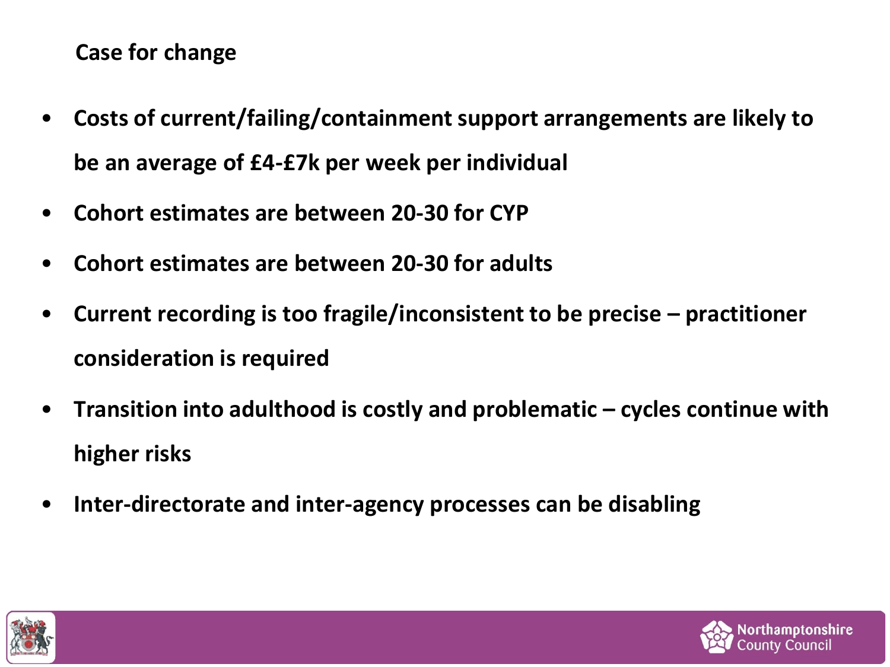## Case for change

- **Costs of current/failing/containment support arrangements are likely to be an average of £4-£7k per week per individual**
- **Cohort estimates are between 20-30 for CYP**
- **Cohort estimates are between 20-30 for adults**
- **Current recording is too fragile/inconsistent to be precise – practitioner consideration is required**
- **Transition into adulthood is costly and problematic – cycles continue with higher risks**
- **Inter-directorate and inter-agency processes can be disabling**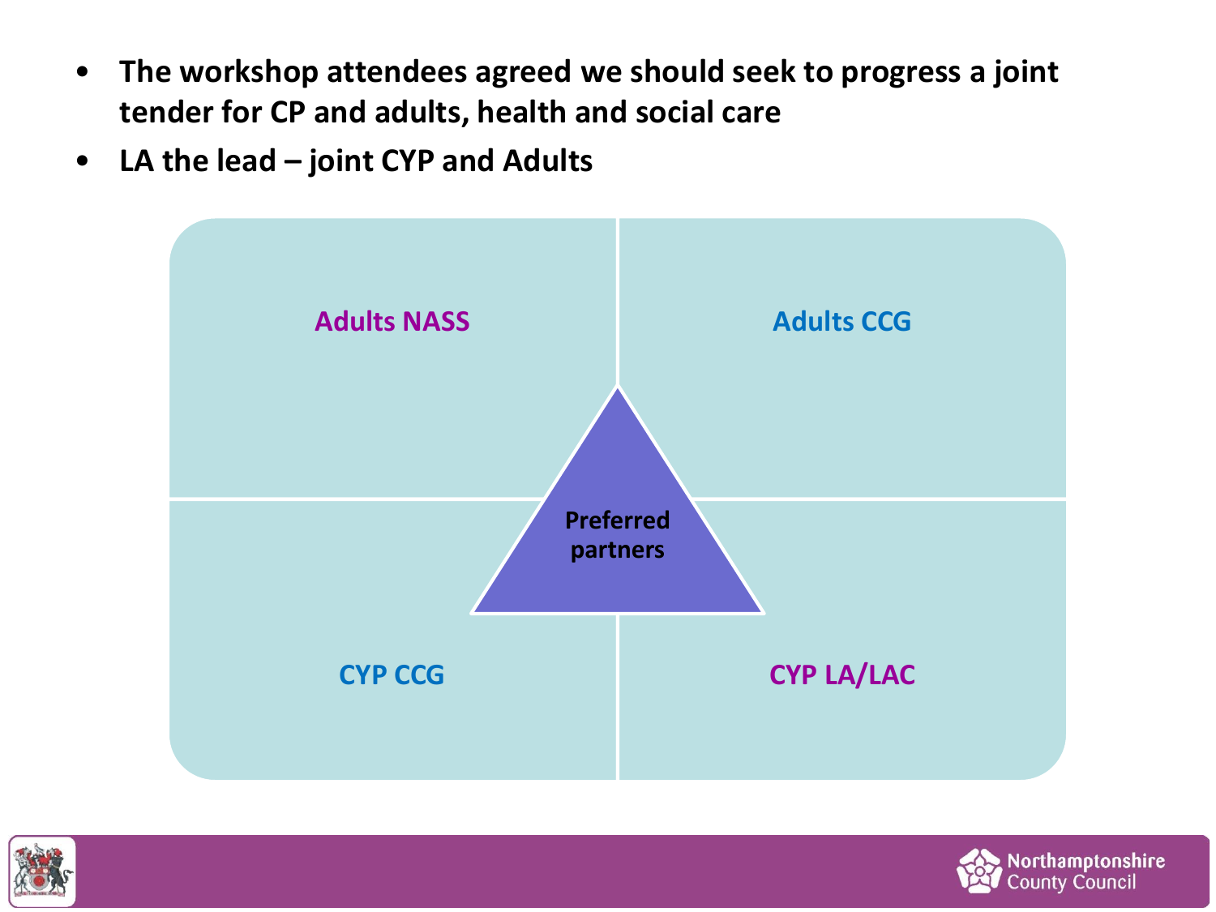- **The workshop attendees agreed we should seek to progress a joint tender for CP and adults, health and social care**
- **LA the lead – joint CYP and Adults**

| | |
|---|---|
| Adults NASS | Adults CCG |
| CYP CCG | CYP LA/LAC |

Preferred partners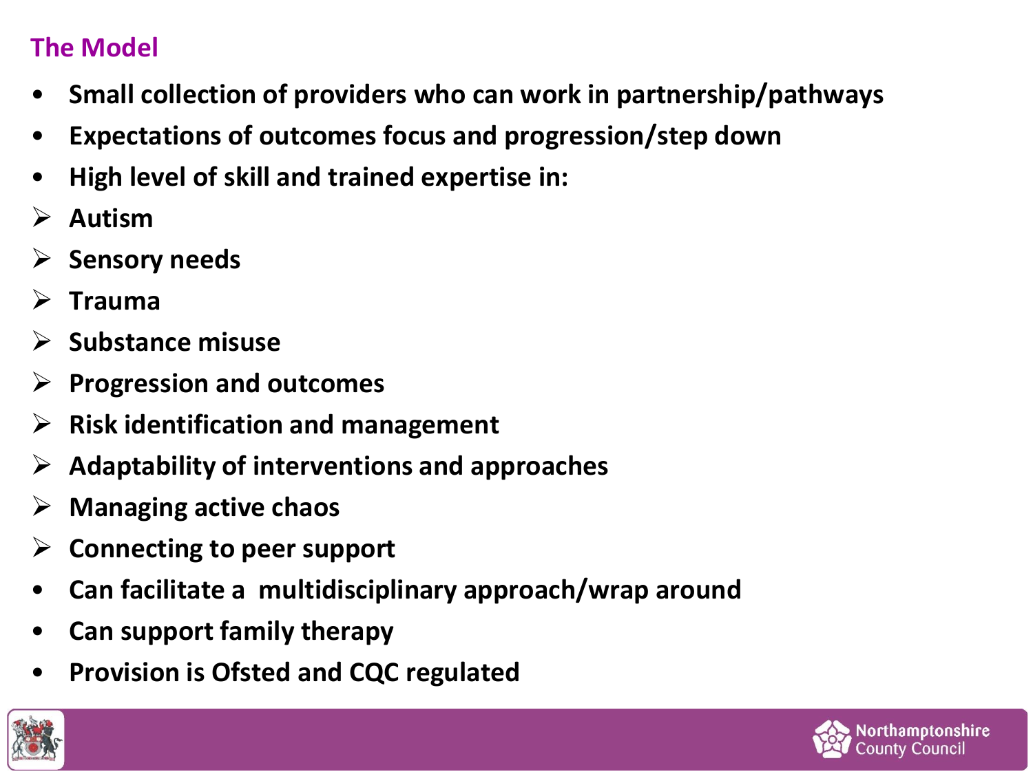## The Model

- **Small collection of providers who can work in partnership/pathways**
- **Expectations of outcomes focus and progression/step down**
- **High level of skill and trained expertise in:**
  - **Autism**
  - **Sensory needs**
  - **Trauma**
  - **Substance misuse**
  - **Progression and outcomes**
  - **Risk identification and management**
  - **Adaptability of interventions and approaches**
  - **Managing active chaos**
  - **Connecting to peer support**
- **Can facilitate a multidisciplinary approach/wrap around**
- **Can support family therapy**
- **Provision is Ofsted and CQC regulated**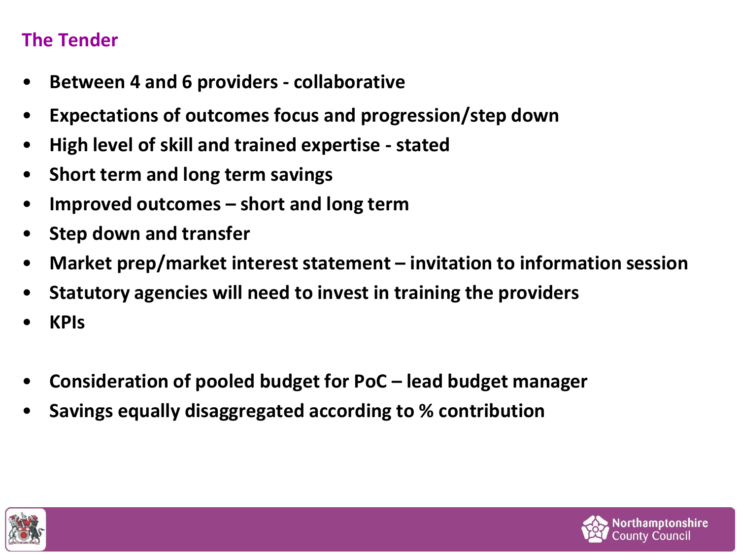## The Tender

- **Between 4 and 6 providers - collaborative**
- **Expectations of outcomes focus and progression/step down**
- **High level of skill and trained expertise - stated**
- **Short term and long term savings**
- **Improved outcomes – short and long term**
- **Step down and transfer**
- **Market prep/market interest statement – invitation to information session**
- **Statutory agencies will need to invest in training the providers**
- **KPIs**

- **Consideration of pooled budget for PoC – lead budget manager**
- **Savings equally disaggregated according to % contribution**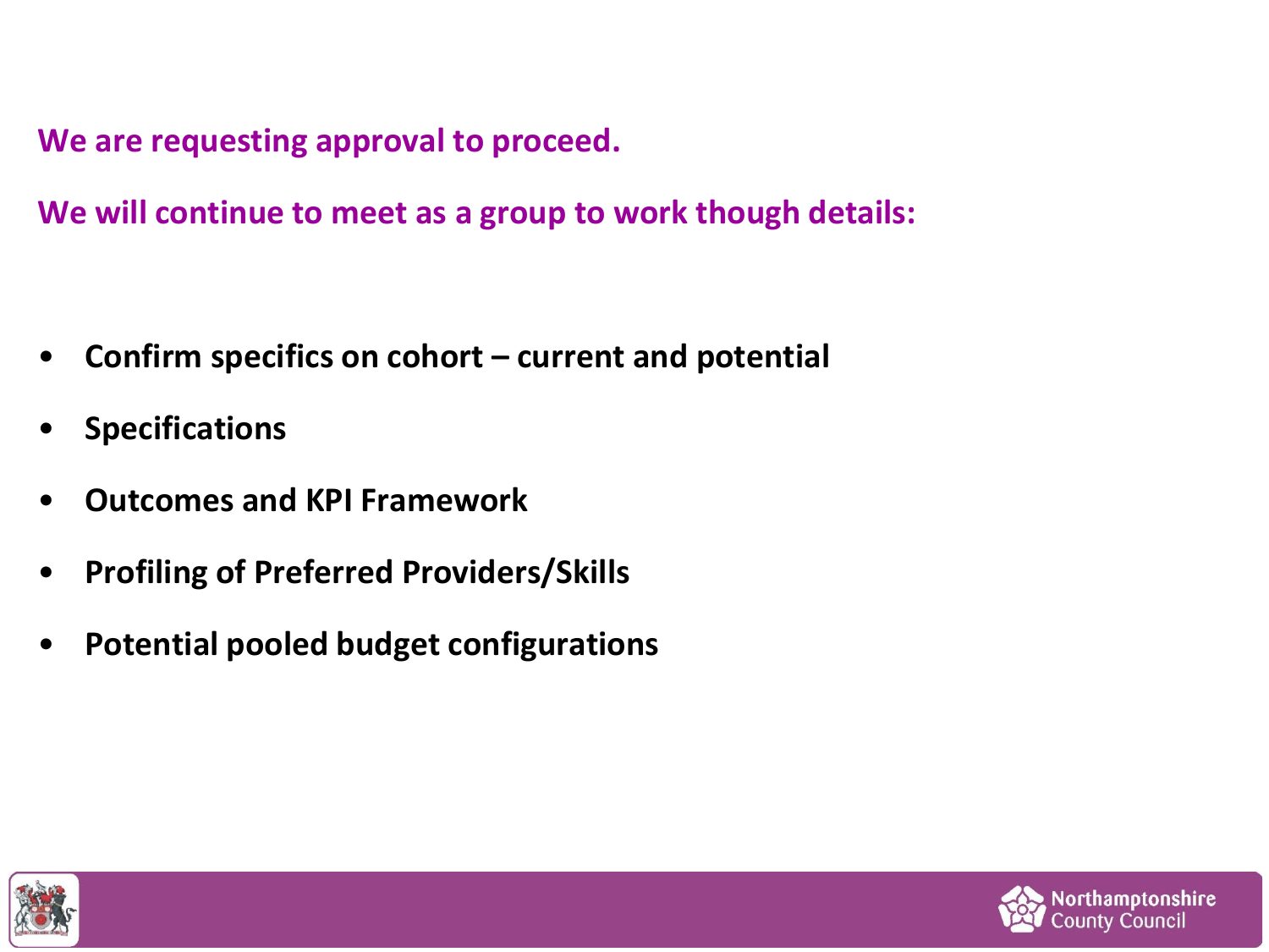**We are requesting approval to proceed.**

**We will continue to meet as a group to work though details:**

- **Confirm specifics on cohort – current and potential**
- **Specifications**
- **Outcomes and KPI Framework**
- **Profiling of Preferred Providers/Skills**
- **Potential pooled budget configurations**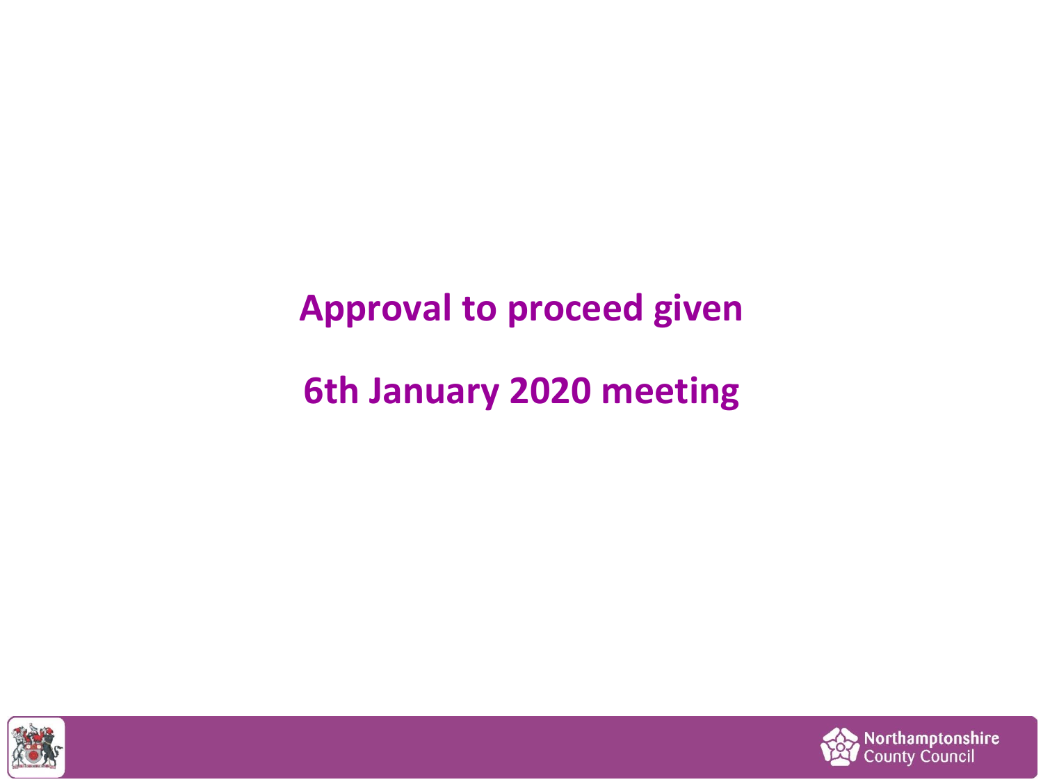# Approval to proceed given

# 6th January 2020 meeting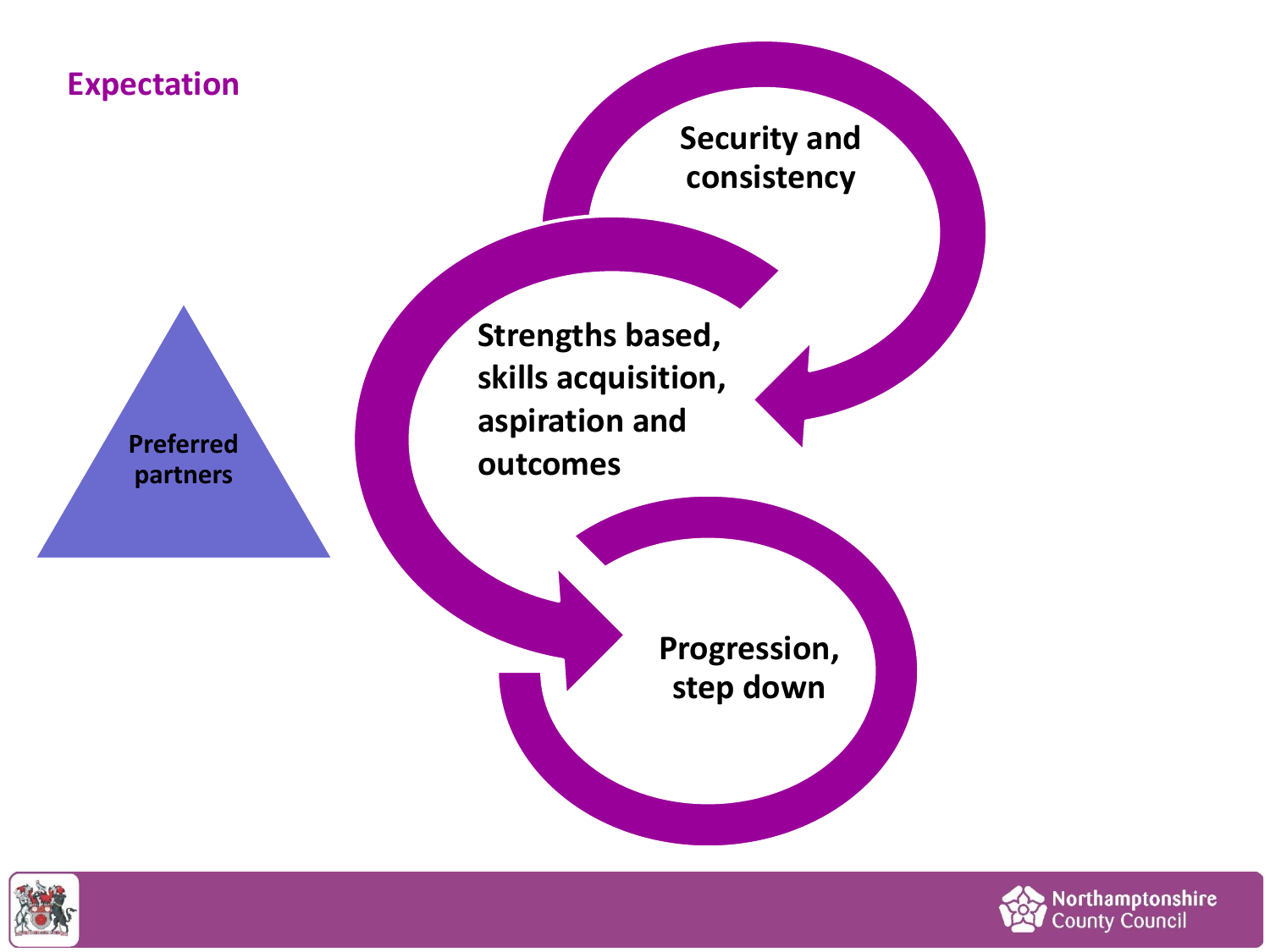## Expectation

Preferred partners

Security and consistency

Strengths based, skills acquisition, aspiration and outcomes

Progression, step down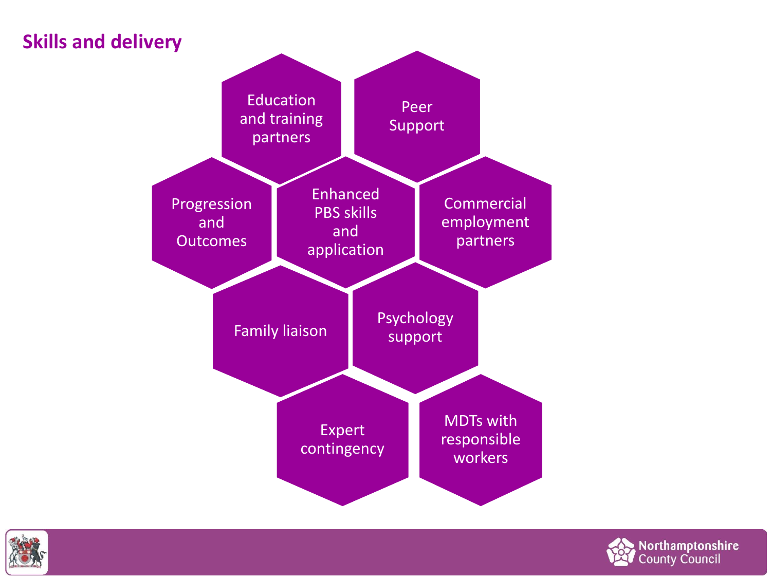## Skills and delivery

- Education and training partners
- Peer Support
- Progression and Outcomes
- Enhanced PBS skills and application
- Commercial employment partners
- Family liaison
- Psychology support
- Expert contingency
- MDTs with responsible workers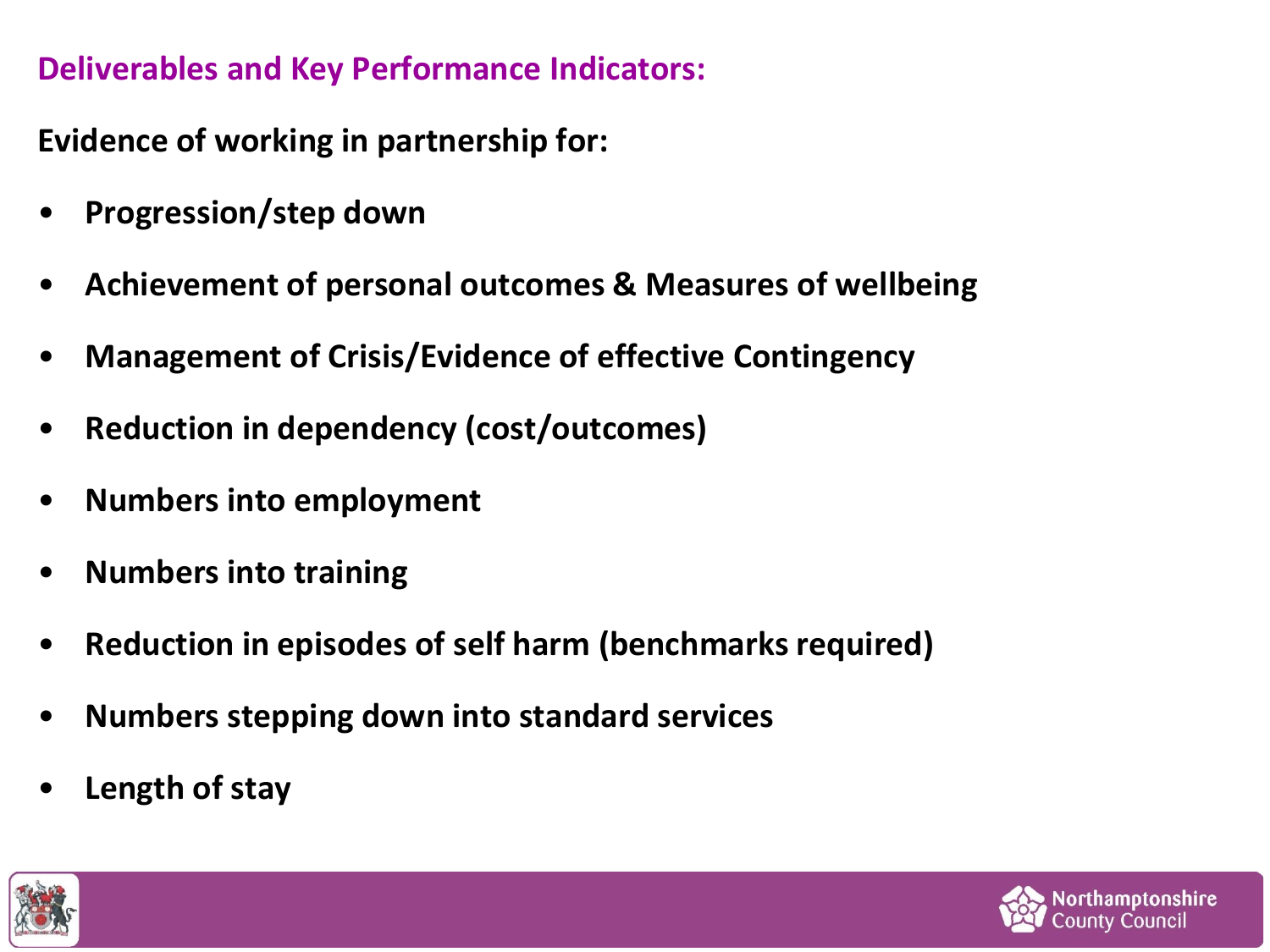## Deliverables and Key Performance Indicators:

**Evidence of working in partnership for:**

- **Progression/step down**
- **Achievement of personal outcomes & Measures of wellbeing**
- **Management of Crisis/Evidence of effective Contingency**
- **Reduction in dependency (cost/outcomes)**
- **Numbers into employment**
- **Numbers into training**
- **Reduction in episodes of self harm (benchmarks required)**
- **Numbers stepping down into standard services**
- **Length of stay**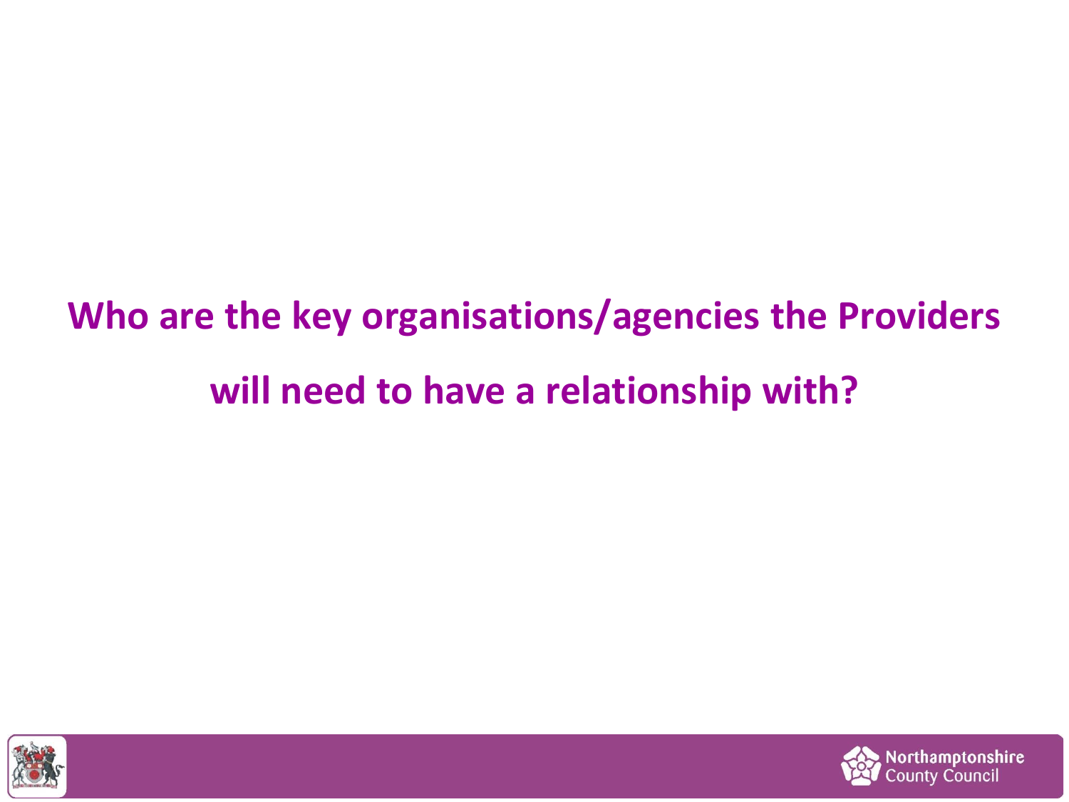# Who are the key organisations/agencies the Providers will need to have a relationship with?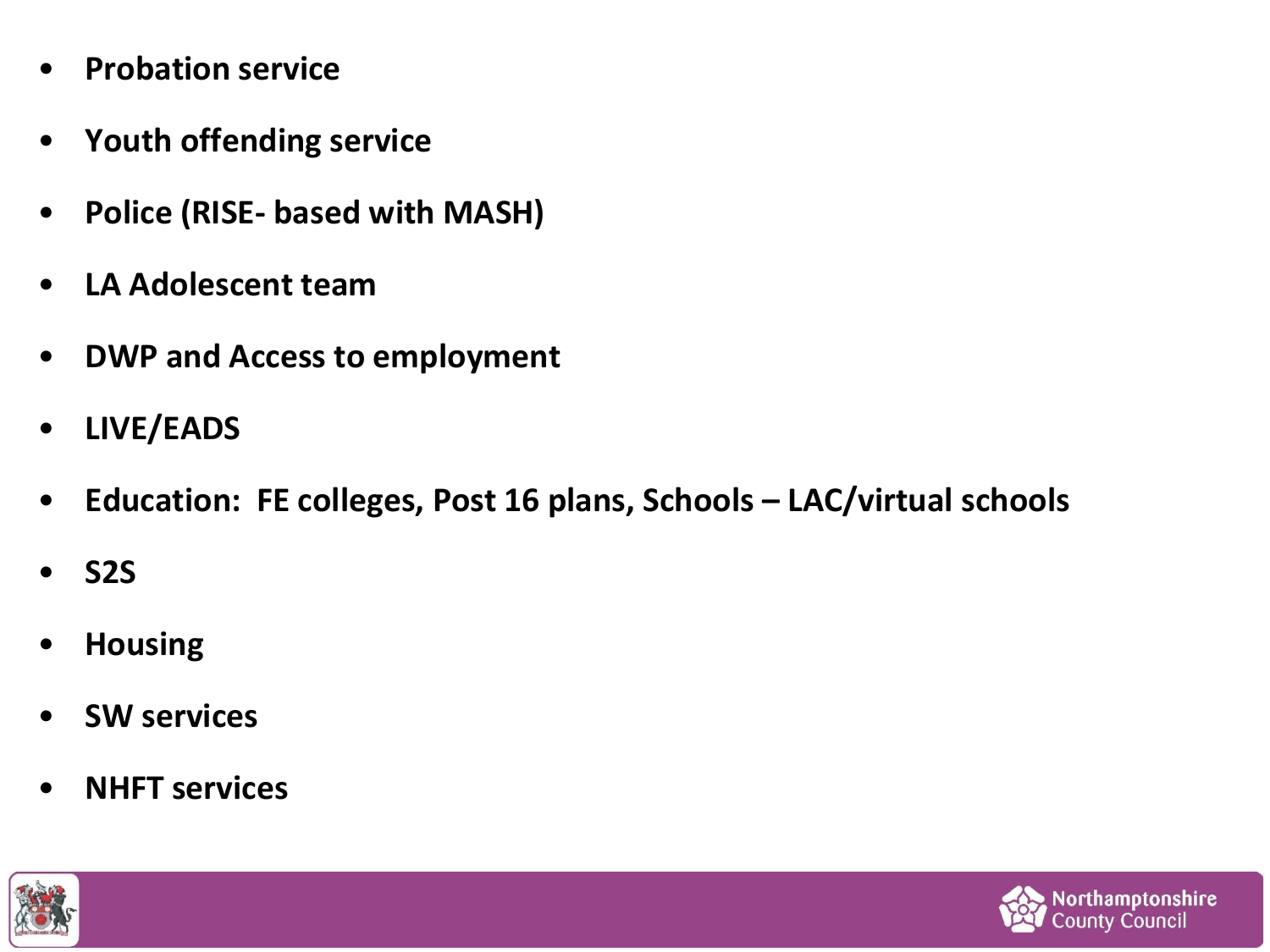- **Probation service**
- **Youth offending service**
- **Police (RISE- based with MASH)**
- **LA Adolescent team**
- **DWP and Access to employment**
- **LIVE/EADS**
- **Education: FE colleges, Post 16 plans, Schools – LAC/virtual schools**
- **S2S**
- **Housing**
- **SW services**
- **NHFT services**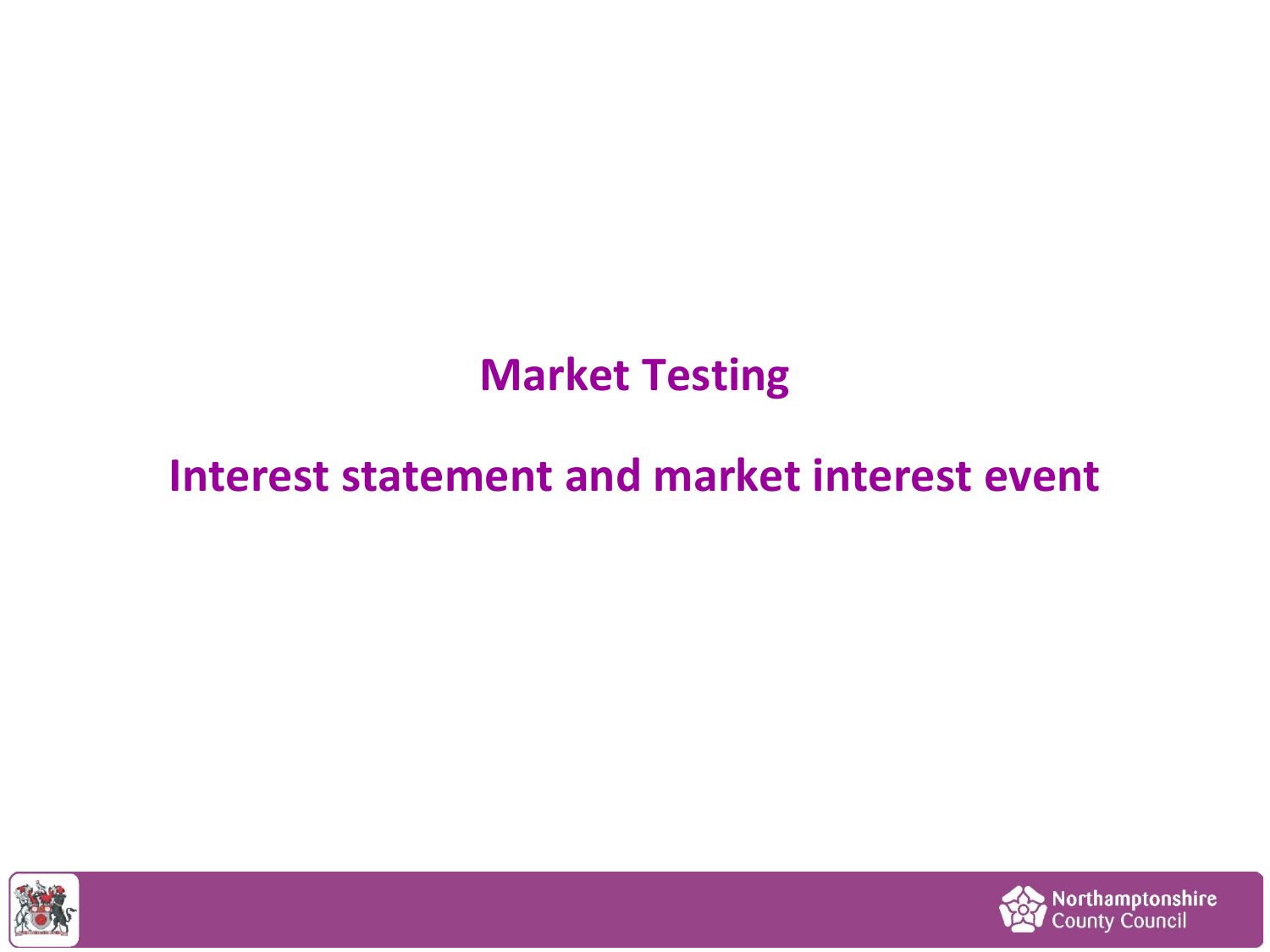# Market Testing

## Interest statement and market interest event